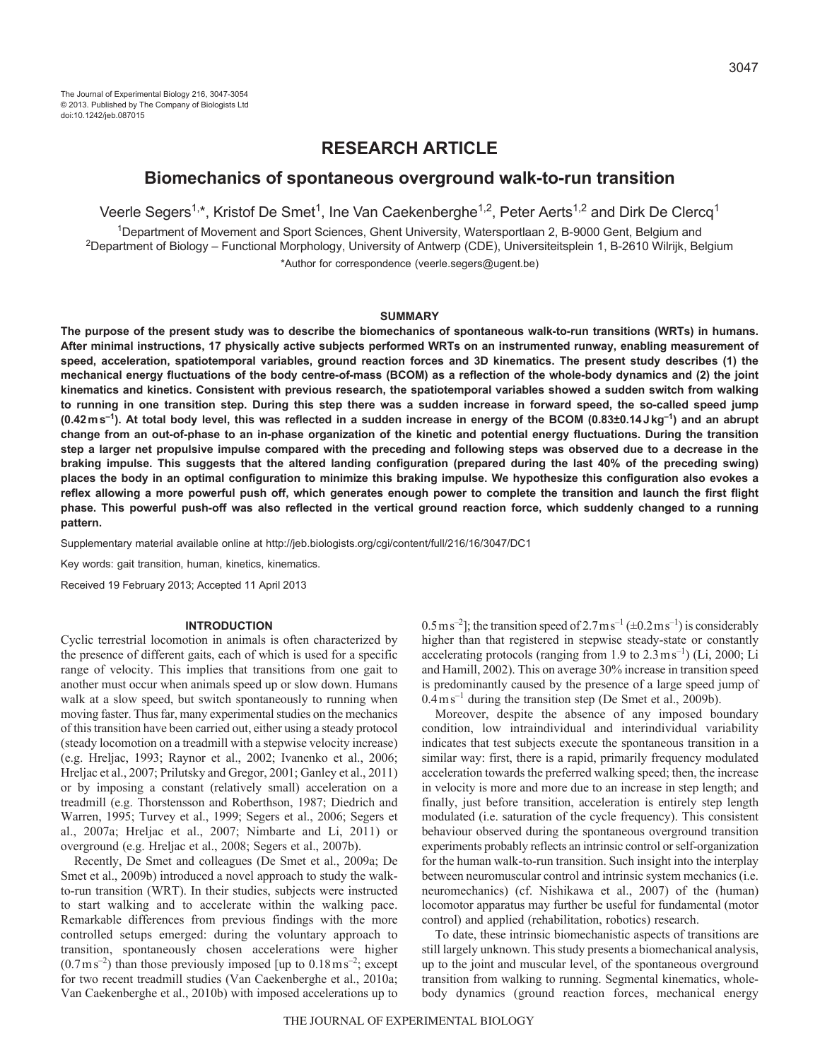The Journal of Experimental Biology 216, 3047-3054
© 2013. Published by The Company of Biologists Ltd
doi:10.1242/jeb.087015

## RESEARCH ARTICLE

# Biomechanics of spontaneous overground walk-to-run transition

Veerle Segers[1,*], Kristof De Smet[1], Ine Van Caekenberghe[1,2], Peter Aerts[1,2] and Dirk De Clercq[1]

[1]Department of Movement and Sport Sciences, Ghent University, Watersportlaan 2, B-9000 Gent, Belgium and
[2]Department of Biology – Functional Morphology, University of Antwerp (CDE), Universiteitsplein 1, B-2610 Wilrijk, Belgium

*Author for correspondence (veerle.segers@ugent.be)

### SUMMARY

**The purpose of the present study was to describe the biomechanics of spontaneous walk-to-run transitions (WRTs) in humans. After minimal instructions, 17 physically active subjects performed WRTs on an instrumented runway, enabling measurement of speed, acceleration, spatiotemporal variables, ground reaction forces and 3D kinematics. The present study describes (1) the mechanical energy fluctuations of the body centre-of-mass (BCOM) as a reflection of the whole-body dynamics and (2) the joint kinematics and kinetics. Consistent with previous research, the spatiotemporal variables showed a sudden switch from walking to running in one transition step. During this step there was a sudden increase in forward speed, the so-called speed jump (0.42 m s$^{-1}$). At total body level, this was reflected in a sudden increase in energy of the BCOM (0.83±0.14 J kg$^{-1}$) and an abrupt change from an out-of-phase to an in-phase organization of the kinetic and potential energy fluctuations. During the transition step a larger net propulsive impulse compared with the preceding and following steps was observed due to a decrease in the braking impulse. This suggests that the altered landing configuration (prepared during the last 40% of the preceding swing) places the body in an optimal configuration to minimize this braking impulse. We hypothesize this configuration also evokes a reflex allowing a more powerful push off, which generates enough power to complete the transition and launch the first flight phase. This powerful push-off was also reflected in the vertical ground reaction force, which suddenly changed to a running pattern.**

Supplementary material available online at http://jeb.biologists.org/cgi/content/full/216/16/3047/DC1

Key words: gait transition, human, kinetics, kinematics.

Received 19 February 2013; Accepted 11 April 2013

### INTRODUCTION

Cyclic terrestrial locomotion in animals is often characterized by the presence of different gaits, each of which is used for a specific range of velocity. This implies that transitions from one gait to another must occur when animals speed up or slow down. Humans walk at a slow speed, but switch spontaneously to running when moving faster. Thus far, many experimental studies on the mechanics of this transition have been carried out, either using a steady protocol (steady locomotion on a treadmill with a stepwise velocity increase) (e.g. Hreljac, 1993; Raynor et al., 2002; Ivanenko et al., 2006; Hreljac et al., 2007; Prilutsky and Gregor, 2001; Ganley et al., 2011) or by imposing a constant (relatively small) acceleration on a treadmill (e.g. Thorstensson and Roberthson, 1987; Diedrich and Warren, 1995; Turvey et al., 1999; Segers et al., 2006; Segers et al., 2007a; Hreljac et al., 2007; Nimbarte and Li, 2011) or overground (e.g. Hreljac et al., 2008; Segers et al., 2007b).

Recently, De Smet and colleagues (De Smet et al., 2009a; De Smet et al., 2009b) introduced a novel approach to study the walk-to-run transition (WRT). In their studies, subjects were instructed to start walking and to accelerate within the walking pace. Remarkable differences from previous findings with the more controlled setups emerged: during the voluntary approach to transition, spontaneously chosen accelerations were higher (0.7 m s$^{-2}$) than those previously imposed [up to 0.18 m s$^{-2}$; except for two recent treadmill studies (Van Caekenberghe et al., 2010a; Van Caekenberghe et al., 2010b) with imposed accelerations up to 0.5 m s$^{-2}$]; the transition speed of 2.7 m s$^{-1}$ (±0.2 m s$^{-1}$) is considerably higher than that registered in stepwise steady-state or constantly accelerating protocols (ranging from 1.9 to 2.3 m s$^{-1}$) (Li, 2000; Li and Hamill, 2002). This on average 30% increase in transition speed is predominantly caused by the presence of a large speed jump of 0.4 m s$^{-1}$ during the transition step (De Smet et al., 2009b).

Moreover, despite the absence of any imposed boundary condition, low intraindividual and interindividual variability indicates that test subjects execute the spontaneous transition in a similar way: first, there is a rapid, primarily frequency modulated acceleration towards the preferred walking speed; then, the increase in velocity is more and more due to an increase in step length; and finally, just before transition, acceleration is entirely step length modulated (i.e. saturation of the cycle frequency). This consistent behaviour observed during the spontaneous overground transition experiments probably reflects an intrinsic control or self-organization for the human walk-to-run transition. Such insight into the interplay between neuromuscular control and intrinsic system mechanics (i.e. neuromechanics) (cf. Nishikawa et al., 2007) of the (human) locomotor apparatus may further be useful for fundamental (motor control) and applied (rehabilitation, robotics) research.

To date, these intrinsic biomechanistic aspects of transitions are still largely unknown. This study presents a biomechanical analysis, up to the joint and muscular level, of the spontaneous overground transition from walking to running. Segmental kinematics, whole-body dynamics (ground reaction forces, mechanical energy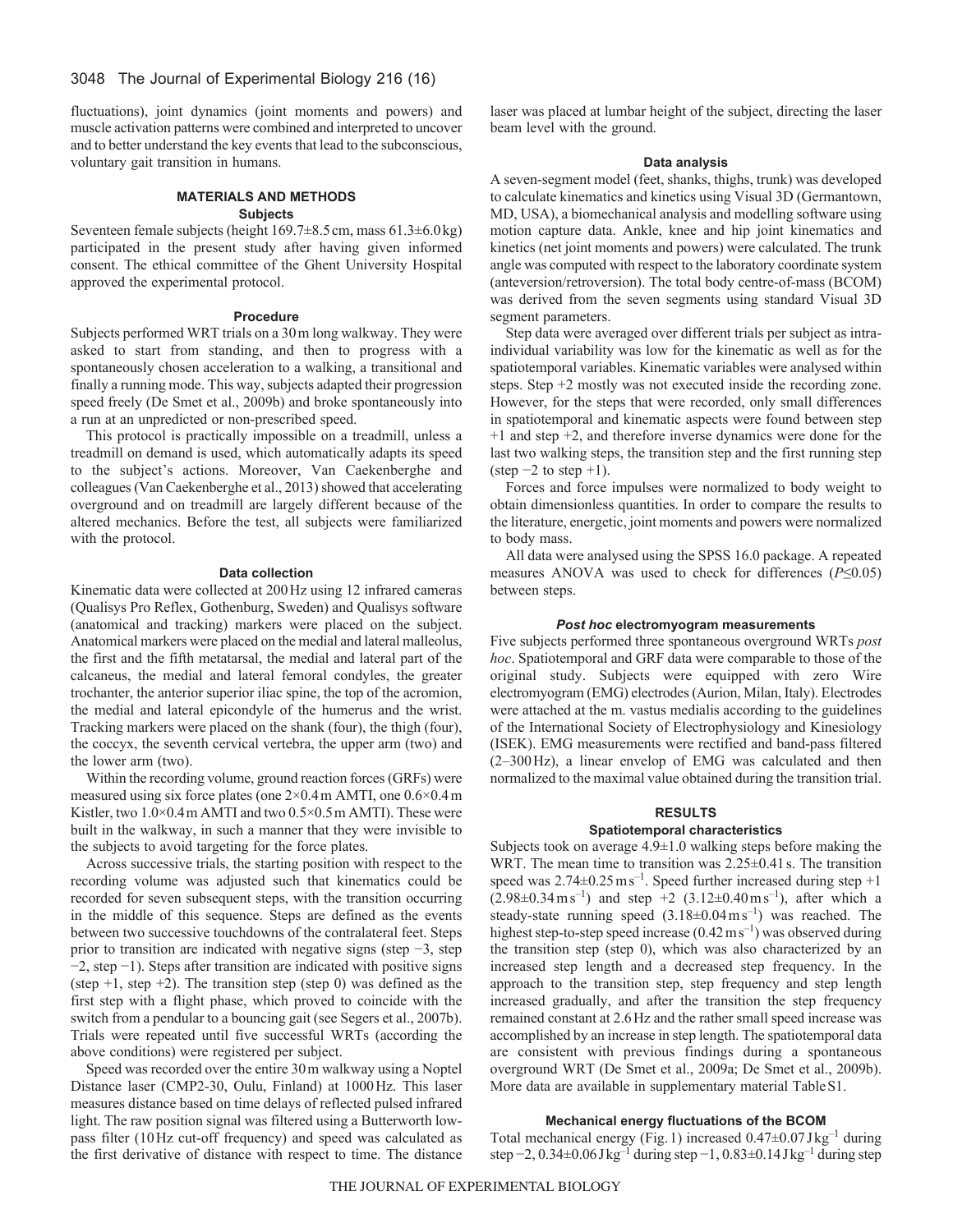fluctuations), joint dynamics (joint moments and powers) and muscle activation patterns were combined and interpreted to uncover and to better understand the key events that lead to the subconscious, voluntary gait transition in humans.

## MATERIALS AND METHODS

### Subjects

Seventeen female subjects (height 169.7±8.5 cm, mass 61.3±6.0 kg) participated in the present study after having given informed consent. The ethical committee of the Ghent University Hospital approved the experimental protocol.

### Procedure

Subjects performed WRT trials on a 30 m long walkway. They were asked to start from standing, and then to progress with a spontaneously chosen acceleration to a walking, a transitional and finally a running mode. This way, subjects adapted their progression speed freely (De Smet et al., 2009b) and broke spontaneously into a run at an unpredicted or non-prescribed speed.

This protocol is practically impossible on a treadmill, unless a treadmill on demand is used, which automatically adapts its speed to the subject's actions. Moreover, Van Caekenberghe and colleagues (Van Caekenberghe et al., 2013) showed that accelerating overground and on treadmill are largely different because of the altered mechanics. Before the test, all subjects were familiarized with the protocol.

### Data collection

Kinematic data were collected at 200 Hz using 12 infrared cameras (Qualisys Pro Reflex, Gothenburg, Sweden) and Qualisys software (anatomical and tracking) markers were placed on the subject. Anatomical markers were placed on the medial and lateral malleolus, the first and the fifth metatarsal, the medial and lateral part of the calcaneus, the medial and lateral femoral condyles, the greater trochanter, the anterior superior iliac spine, the top of the acromion, the medial and lateral epicondyle of the humerus and the wrist. Tracking markers were placed on the shank (four), the thigh (four), the coccyx, the seventh cervical vertebra, the upper arm (two) and the lower arm (two).

Within the recording volume, ground reaction forces (GRFs) were measured using six force plates (one 2×0.4 m AMTI, one 0.6×0.4 m Kistler, two 1.0×0.4 m AMTI and two 0.5×0.5 m AMTI). These were built in the walkway, in such a manner that they were invisible to the subjects to avoid targeting for the force plates.

Across successive trials, the starting position with respect to the recording volume was adjusted such that kinematics could be recorded for seven subsequent steps, with the transition occurring in the middle of this sequence. Steps are defined as the events between two successive touchdowns of the contralateral feet. Steps prior to transition are indicated with negative signs (step −3, step −2, step −1). Steps after transition are indicated with positive signs (step +1, step +2). The transition step (step 0) was defined as the first step with a flight phase, which proved to coincide with the switch from a pendular to a bouncing gait (see Segers et al., 2007b). Trials were repeated until five successful WRTs (according the above conditions) were registered per subject.

Speed was recorded over the entire 30 m walkway using a Noptel Distance laser (CMP2-30, Oulu, Finland) at 1000 Hz. This laser measures distance based on time delays of reflected pulsed infrared light. The raw position signal was filtered using a Butterworth low-pass filter (10 Hz cut-off frequency) and speed was calculated as the first derivative of distance with respect to time. The distance laser was placed at lumbar height of the subject, directing the laser beam level with the ground.

### Data analysis

A seven-segment model (feet, shanks, thighs, trunk) was developed to calculate kinematics and kinetics using Visual 3D (Germantown, MD, USA), a biomechanical analysis and modelling software using motion capture data. Ankle, knee and hip joint kinematics and kinetics (net joint moments and powers) were calculated. The trunk angle was computed with respect to the laboratory coordinate system (anteversion/retroversion). The total body centre-of-mass (BCOM) was derived from the seven segments using standard Visual 3D segment parameters.

Step data were averaged over different trials per subject as intra-individual variability was low for the kinematic as well as for the spatiotemporal variables. Kinematic variables were analysed within steps. Step +2 mostly was not executed inside the recording zone. However, for the steps that were recorded, only small differences in spatiotemporal and kinematic aspects were found between step +1 and step +2, and therefore inverse dynamics were done for the last two walking steps, the transition step and the first running step (step −2 to step +1).

Forces and force impulses were normalized to body weight to obtain dimensionless quantities. In order to compare the results to the literature, energetic, joint moments and powers were normalized to body mass.

All data were analysed using the SPSS 16.0 package. A repeated measures ANOVA was used to check for differences ($P \leq 0.05$) between steps.

### *Post hoc* electromyogram measurements

Five subjects performed three spontaneous overground WRTs *post hoc*. Spatiotemporal and GRF data were comparable to those of the original study. Subjects were equipped with zero Wire electromyogram (EMG) electrodes (Aurion, Milan, Italy). Electrodes were attached at the m. vastus medialis according to the guidelines of the International Society of Electrophysiology and Kinesiology (ISEK). EMG measurements were rectified and band-pass filtered (2–300 Hz), a linear envelop of EMG was calculated and then normalized to the maximal value obtained during the transition trial.

## RESULTS

### Spatiotemporal characteristics

Subjects took on average 4.9±1.0 walking steps before making the WRT. The mean time to transition was 2.25±0.41 s. The transition speed was 2.74±0.25 m s$^{-1}$. Speed further increased during step +1 (2.98±0.34 m s$^{-1}$) and step +2 (3.12±0.40 m s$^{-1}$), after which a steady-state running speed (3.18±0.04 m s$^{-1}$) was reached. The highest step-to-step speed increase (0.42 m s$^{-1}$) was observed during the transition step (step 0), which was also characterized by an increased step length and a decreased step frequency. In the approach to the transition step, step frequency and step length increased gradually, and after the transition the step frequency remained constant at 2.6 Hz and the rather small speed increase was accomplished by an increase in step length. The spatiotemporal data are consistent with previous findings during a spontaneous overground WRT (De Smet et al., 2009a; De Smet et al., 2009b). More data are available in supplementary material Table S1.

### Mechanical energy fluctuations of the BCOM

Total mechanical energy (Fig. 1) increased 0.47±0.07 J kg$^{-1}$ during step −2, 0.34±0.06 J kg$^{-1}$ during step −1, 0.83±0.14 J kg$^{-1}$ during step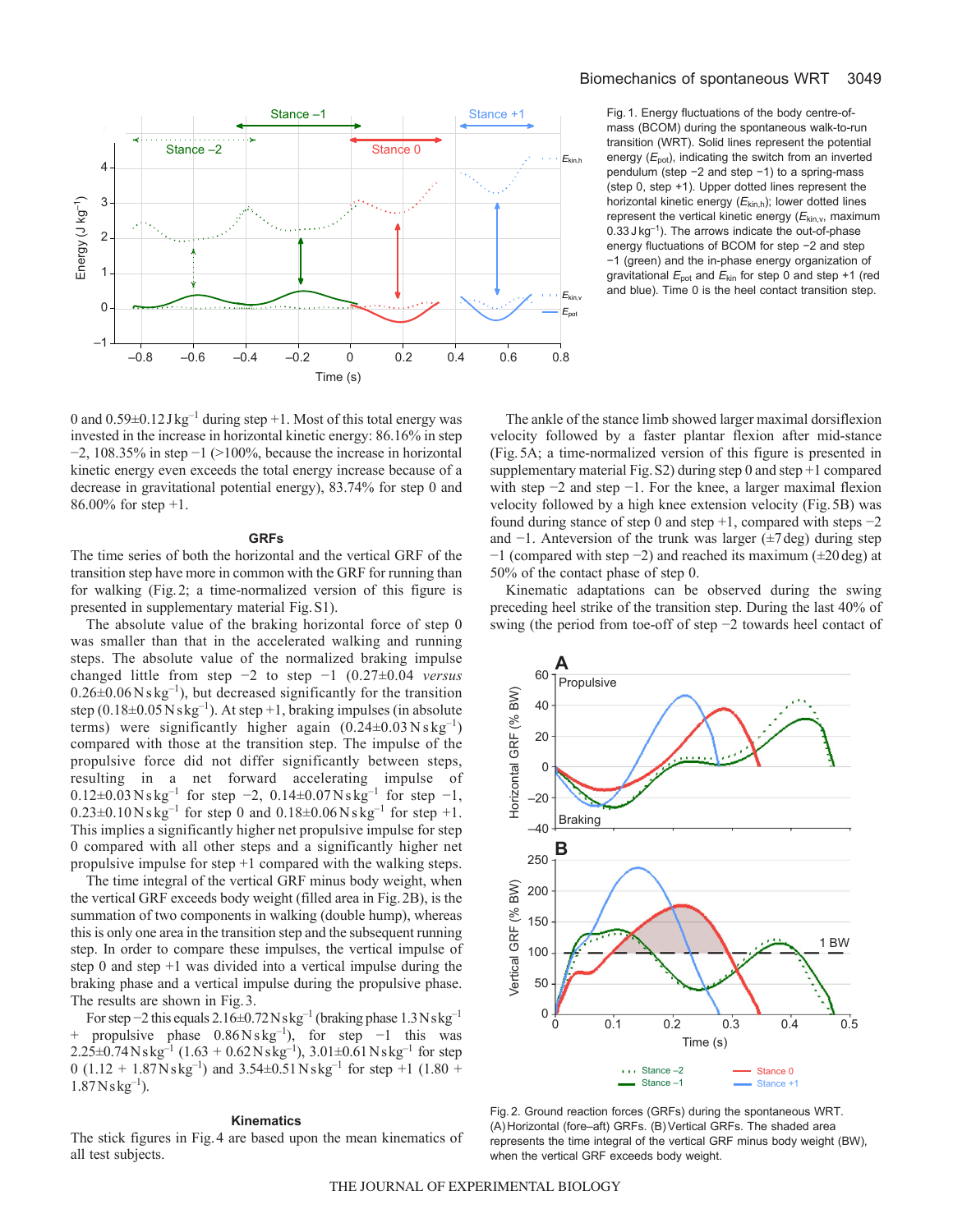Stance −1

Stance +1

Stance −2

Stance 0

Energy (J kg−1)

Time (s)

$E_{kin,h}$

$E_{kin,v}$

$E_{pot}$

Fig. 1. Energy fluctuations of the body centre-of-mass (BCOM) during the spontaneous walk-to-run transition (WRT). Solid lines represent the potential energy ($E_{pot}$), indicating the switch from an inverted pendulum (step −2 and step −1) to a spring-mass (step 0, step +1). Upper dotted lines represent the horizontal kinetic energy ($E_{kin,h}$); lower dotted lines represent the vertical kinetic energy ($E_{kin,v}$, maximum 0.33 J kg$^{-1}$). The arrows indicate the out-of-phase energy fluctuations of BCOM for step −2 and step −1 (green) and the in-phase energy organization of gravitational $E_{pot}$ and $E_{kin}$ for step 0 and step +1 (red and blue). Time 0 is the heel contact transition step.

0 and 0.59±0.12 J kg$^{-1}$ during step +1. Most of this total energy was invested in the increase in horizontal kinetic energy: 86.16% in step −2, 108.35% in step −1 (>100%, because the increase in horizontal kinetic energy even exceeds the total energy increase because of a decrease in gravitational potential energy), 83.74% for step 0 and 86.00% for step +1.

### GRFs

The time series of both the horizontal and the vertical GRF of the transition step have more in common with the GRF for running than for walking (Fig. 2; a time-normalized version of this figure is presented in supplementary material Fig. S1).

The absolute value of the braking horizontal force of step 0 was smaller than that in the accelerated walking and running steps. The absolute value of the normalized braking impulse changed little from step −2 to step −1 (0.27±0.04 *versus* 0.26±0.06 N s kg$^{-1}$), but decreased significantly for the transition step (0.18±0.05 N s kg$^{-1}$). At step +1, braking impulses (in absolute terms) were significantly higher again (0.24±0.03 N s kg$^{-1}$) compared with those at the transition step. The impulse of the propulsive force did not differ significantly between steps, resulting in a net forward accelerating impulse of 0.12±0.03 N s kg$^{-1}$ for step −2, 0.14±0.07 N s kg$^{-1}$ for step −1, 0.23±0.10 N s kg$^{-1}$ for step 0 and 0.18±0.06 N s kg$^{-1}$ for step +1. This implies a significantly higher net propulsive impulse for step 0 compared with all other steps and a significantly higher net propulsive impulse for step +1 compared with the walking steps.

The time integral of the vertical GRF minus body weight, when the vertical GRF exceeds body weight (filled area in Fig. 2B), is the summation of two components in walking (double hump), whereas this is only one area in the transition step and the subsequent running step. In order to compare these impulses, the vertical impulse of step 0 and step +1 was divided into a vertical impulse during the braking phase and a vertical impulse during the propulsive phase. The results are shown in Fig. 3.

For step −2 this equals 2.16±0.72 N s kg$^{-1}$ (braking phase 1.3 N s kg$^{-1}$ + propulsive phase 0.86 N s kg$^{-1}$), for step −1 this was 2.25±0.74 N s kg$^{-1}$ (1.63 + 0.62 N s kg$^{-1}$), 3.01±0.61 N s kg$^{-1}$ for step 0 (1.12 + 1.87 N s kg$^{-1}$) and 3.54±0.51 N s kg$^{-1}$ for step +1 (1.80 + 1.87 N s kg$^{-1}$).

### Kinematics

The stick figures in Fig. 4 are based upon the mean kinematics of all test subjects.

The ankle of the stance limb showed larger maximal dorsiflexion velocity followed by a faster plantar flexion after mid-stance (Fig. 5A; a time-normalized version of this figure is presented in supplementary material Fig. S2) during step 0 and step +1 compared with step −2 and step −1. For the knee, a larger maximal flexion velocity followed by a high knee extension velocity (Fig. 5B) was found during stance of step 0 and step +1, compared with steps −2 and −1. Anteversion of the trunk was larger (±7 deg) during step −1 (compared with step −2) and reached its maximum (±20 deg) at 50% of the contact phase of step 0.

Kinematic adaptations can be observed during the swing preceding heel strike of the transition step. During the last 40% of swing (the period from toe-off of step −2 towards heel contact of

A

Propulsive

Braking

Horizontal GRF (% BW)

B

Vertical GRF (% BW)

1 BW

Time (s)

Stance −2
Stance −1
Stance 0
Stance +1

Fig. 2. Ground reaction forces (GRFs) during the spontaneous WRT. (A) Horizontal (fore–aft) GRFs. (B) Vertical GRFs. The shaded area represents the time integral of the vertical GRF minus body weight (BW), when the vertical GRF exceeds body weight.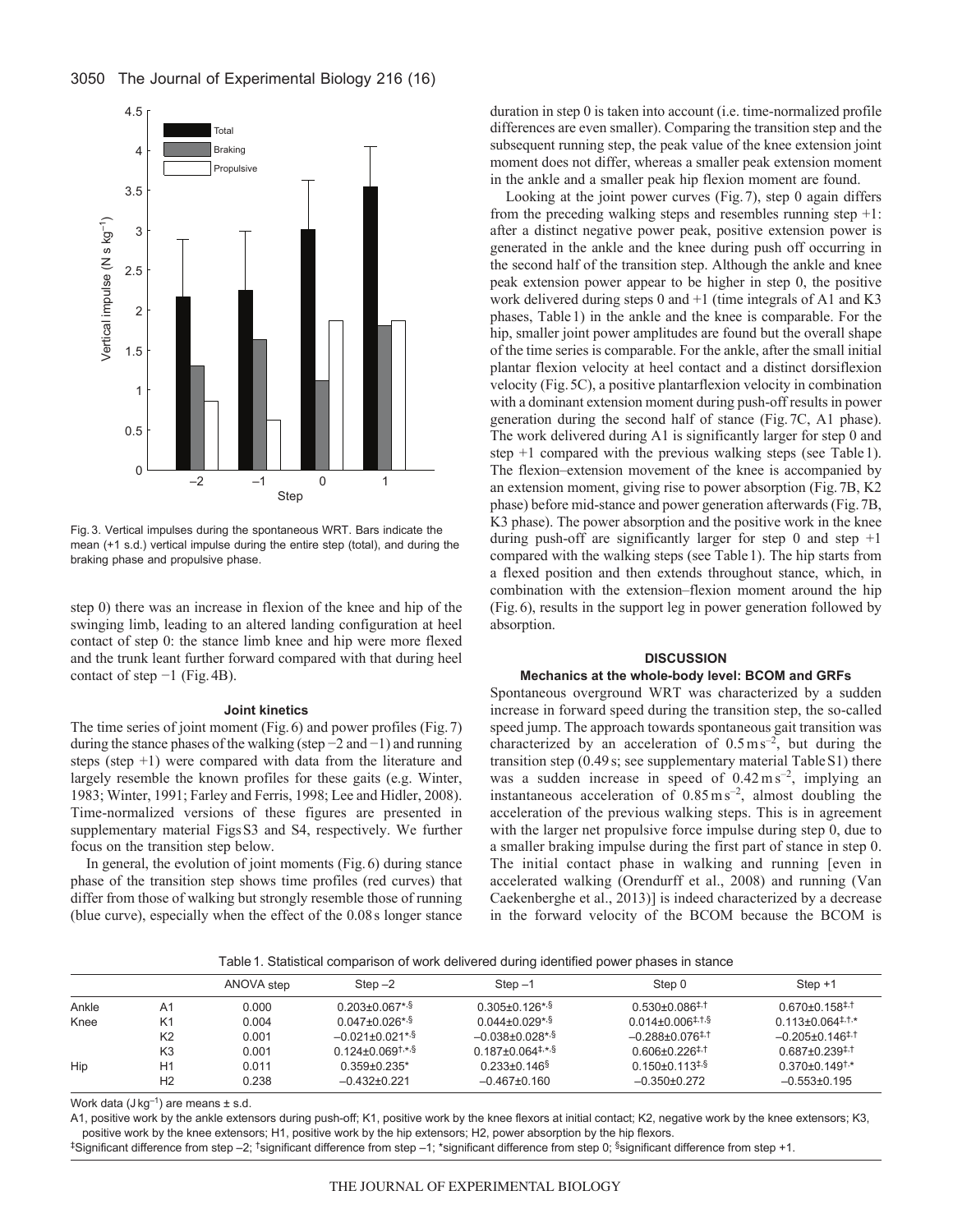4.5
4
3.5
3
2.5
2
1.5
1
0.5
0

Total
Braking
Propulsive

Vertical impulse (N s kg$^{-1}$)

–2 –1 0 1

Step

Fig. 3. Vertical impulses during the spontaneous WRT. Bars indicate the mean (+1 s.d.) vertical impulse during the entire step (total), and during the braking phase and propulsive phase.

step 0) there was an increase in flexion of the knee and hip of the swinging limb, leading to an altered landing configuration at heel contact of step 0: the stance limb knee and hip were more flexed and the trunk leant further forward compared with that during heel contact of step −1 (Fig. 4B).

#### Joint kinetics

The time series of joint moment (Fig. 6) and power profiles (Fig. 7) during the stance phases of the walking (step −2 and −1) and running steps (step +1) were compared with data from the literature and largely resemble the known profiles for these gaits (e.g. Winter, 1983; Winter, 1991; Farley and Ferris, 1998; Lee and Hidler, 2008). Time-normalized versions of these figures are presented in supplementary material Figs S3 and S4, respectively. We further focus on the transition step below.

In general, the evolution of joint moments (Fig. 6) during stance phase of the transition step shows time profiles (red curves) that differ from those of walking but strongly resemble those of running (blue curve), especially when the effect of the 0.08 s longer stance duration in step 0 is taken into account (i.e. time-normalized profile differences are even smaller). Comparing the transition step and the subsequent running step, the peak value of the knee extension joint moment does not differ, whereas a smaller peak extension moment in the ankle and a smaller peak hip flexion moment are found.

Looking at the joint power curves (Fig. 7), step 0 again differs from the preceding walking steps and resembles running step +1: after a distinct negative power peak, positive extension power is generated in the ankle and the knee during push off occurring in the second half of the transition step. Although the ankle and knee peak extension power appear to be higher in step 0, the positive work delivered during steps 0 and +1 (time integrals of A1 and K3 phases, Table 1) in the ankle and the knee is comparable. For the hip, smaller joint power amplitudes are found but the overall shape of the time series is comparable. For the ankle, after the small initial plantar flexion velocity at heel contact and a distinct dorsiflexion velocity (Fig. 5C), a positive plantarflexion velocity in combination with a dominant extension moment during push-off results in power generation during the second half of stance (Fig. 7C, A1 phase). The work delivered during A1 is significantly larger for step 0 and step +1 compared with the previous walking steps (see Table 1). The flexion–extension movement of the knee is accompanied by an extension moment, giving rise to power absorption (Fig. 7B, K2 phase) before mid-stance and power generation afterwards (Fig. 7B, K3 phase). The power absorption and the positive work in the knee during push-off are significantly larger for step 0 and step +1 compared with the walking steps (see Table 1). The hip starts from a flexed position and then extends throughout stance, which, in combination with the extension–flexion moment around the hip (Fig. 6), results in the support leg in power generation followed by absorption.

## DISCUSSION

### Mechanics at the whole-body level: BCOM and GRFs

Spontaneous overground WRT was characterized by a sudden increase in forward speed during the transition step, the so-called speed jump. The approach towards spontaneous gait transition was characterized by an acceleration of $0.5\,\mathrm{m\,s^{-2}}$, but during the transition step (0.49 s; see supplementary material Table S1) there was a sudden increase in speed of $0.42\,\mathrm{m\,s^{-2}}$, implying an instantaneous acceleration of $0.85\,\mathrm{m\,s^{-2}}$, almost doubling the acceleration of the previous walking steps. This is in agreement with the larger net propulsive force impulse during step 0, due to a smaller braking impulse during the first part of stance in step 0. The initial contact phase in walking and running [even in accelerated walking (Orendurff et al., 2008) and running (Van Caekenberghe et al., 2013)] is indeed characterized by a decrease in the forward velocity of the BCOM because the BCOM is

Table 1. Statistical comparison of work delivered during identified power phases in stance

| | | ANOVA step | Step −2 | Step −1 | Step 0 | Step +1 |
|---|---|---|---|---|---|---|
| Ankle | A1 | 0.000 | 0.203±0.067*,§ | 0.305±0.126*,§ | 0.530±0.086‡,† | 0.670±0.158‡,† |
| Knee | K1 | 0.004 | 0.047±0.026*,§ | 0.044±0.029*,§ | 0.014±0.006‡,†,§ | 0.113±0.064‡,†,* |
| | K2 | 0.001 | −0.021±0.021*,§ | −0.038±0.028*,§ | −0.288±0.076‡,† | −0.205±0.146‡,† |
| | K3 | 0.001 | 0.124±0.069†,*,§ | 0.187±0.064‡,*,§ | 0.606±0.226‡,† | 0.687±0.239‡,† |
| Hip | H1 | 0.011 | 0.359±0.235* | 0.233±0.146§ | 0.150±0.113‡,§ | 0.370±0.149†,* |
| | H2 | 0.238 | −0.432±0.221 | −0.467±0.160 | −0.350±0.272 | −0.553±0.195 |

Work data (J kg$^{-1}$) are means ± s.d.

A1, positive work by the ankle extensors during push-off; K1, positive work by the knee flexors at initial contact; K2, negative work by the knee extensors; K3, positive work by the knee extensors; H1, positive work by the hip extensors; H2, power absorption by the hip flexors.

‡Significant difference from step −2; †significant difference from step −1; *significant difference from step 0; §significant difference from step +1.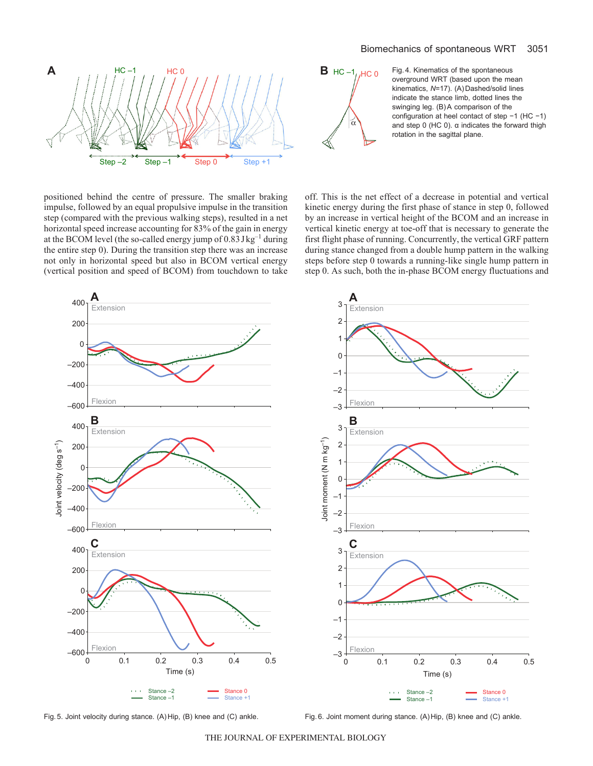A

HC −1

HC 0

Step −2

Step −1

Step 0

Step +1

B

HC −1

HC 0

α

Fig. 4. Kinematics of the spontaneous overground WRT (based upon the mean kinematics, $N$=17). (A) Dashed/solid lines indicate the stance limb, dotted lines the swinging leg. (B) A comparison of the configuration at heel contact of step −1 (HC −1) and step 0 (HC 0). α indicates the forward thigh rotation in the sagittal plane.

positioned behind the centre of pressure. The smaller braking impulse, followed by an equal propulsive impulse in the transition step (compared with the previous walking steps), resulted in a net horizontal speed increase accounting for 83% of the gain in energy at the BCOM level (the so-called energy jump of 0.83 J kg$^{-1}$ during the entire step 0). During the transition step there was an increase not only in horizontal speed but also in BCOM vertical energy (vertical position and speed of BCOM) from touchdown to take off. This is the net effect of a decrease in potential and vertical kinetic energy during the first phase of stance in step 0, followed by an increase in vertical height of the BCOM and an increase in vertical kinetic energy at toe-off that is necessary to generate the first flight phase of running. Concurrently, the vertical GRF pattern during stance changed from a double hump pattern in the walking steps before step 0 towards a running-like single hump pattern in step 0. As such, both the in-phase BCOM energy fluctuations and

A

Extension

Flexion

B

Extension

Flexion

C

Extension

Flexion

Joint velocity (deg s$^{-1}$)

400
200
0
−200
−400
−600

0
0.1
0.2
0.3
0.4
0.5

Time (s)

Stance −2
Stance −1
Stance 0
Stance +1

Fig. 5. Joint velocity during stance. (A) Hip, (B) knee and (C) ankle.

A

Extension

Flexion

B

Extension

Flexion

C

Extension

Flexion

Joint moment (N m kg$^{-1}$)

3
2
1
0
−1
−2
−3

0
0.1
0.2
0.3
0.4
0.5

Time (s)

Stance −2
Stance −1
Stance 0
Stance +1

Fig. 6. Joint moment during stance. (A) Hip, (B) knee and (C) ankle.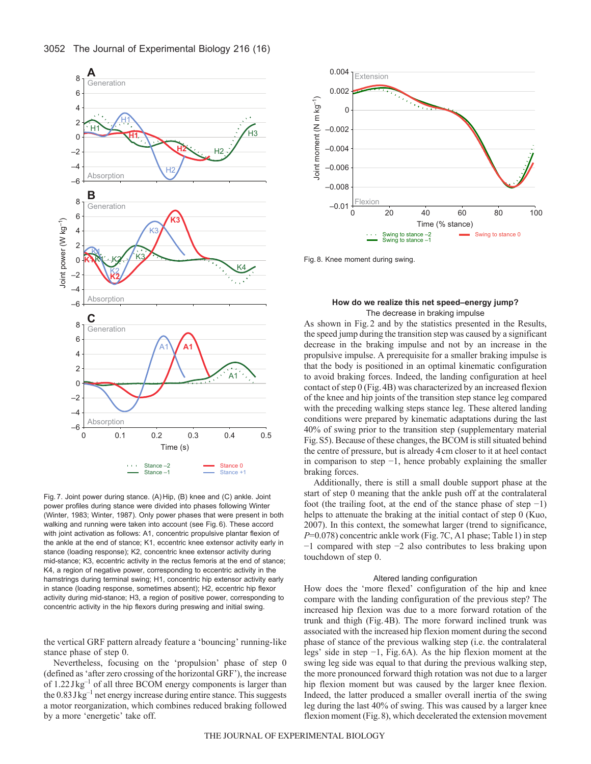A

Generation

8
6
4
2
0
−2
−4
−6

H1
H1
H1
H2
H2
H2
H3

Absorption

B

Generation

8
6
4
2
0
−2
−4
−6

K1
K1
K1
K2
K2
K2
K3
K3
K3
K4

Absorption

Joint power (W kg−1)

C

Generation

8
6
4
2
0
−2
−4
−6

A1
A1
A1

Absorption

0 0.1 0.2 0.3 0.4 0.5

Time (s)

Stance −2
Stance −1
Stance 0
Stance +1

Fig. 7. Joint power during stance. (A) Hip, (B) knee and (C) ankle. Joint power profiles during stance were divided into phases following Winter (Winter, 1983; Winter, 1987). Only power phases that were present in both walking and running were taken into account (see Fig. 6). These accord with joint activation as follows: A1, concentric propulsive plantar flexion of the ankle at the end of stance; K1, eccentric knee extensor activity early in stance (loading response); K2, concentric knee extensor activity during mid-stance; K3, eccentric activity in the rectus femoris at the end of stance; K4, a region of negative power, corresponding to eccentric activity in the hamstrings during terminal swing; H1, concentric hip extensor activity early in stance (loading response, sometimes absent); H2, eccentric hip flexor activity during mid-stance; H3, a region of positive power, corresponding to concentric activity in the hip flexors during preswing and initial swing.

0.004
0.002
0
−0.002
−0.004
−0.006
−0.008
−0.01

Extension

Flexion

Joint moment (N m kg−1)

0 20 40 60 80 100

Time (% stance)

Swing to stance −2
Swing to stance −1
Swing to stance 0

Fig. 8. Knee moment during swing.

the vertical GRF pattern already feature a 'bouncing' running-like stance phase of step 0.

Nevertheless, focusing on the 'propulsion' phase of step 0 (defined as 'after zero crossing of the horizontal GRF'), the increase of 1.22 J kg$^{-1}$ of all three BCOM energy components is larger than the 0.83 J kg$^{-1}$ net energy increase during entire stance. This suggests a motor reorganization, which combines reduced braking followed by a more 'energetic' take off.

### How do we realize this net speed–energy jump?

#### The decrease in braking impulse

As shown in Fig. 2 and by the statistics presented in the Results, the speed jump during the transition step was caused by a significant decrease in the braking impulse and not by an increase in the propulsive impulse. A prerequisite for a smaller braking impulse is that the body is positioned in an optimal kinematic configuration to avoid braking forces. Indeed, the landing configuration at heel contact of step 0 (Fig. 4B) was characterized by an increased flexion of the knee and hip joints of the transition step stance leg compared with the preceding walking steps stance leg. These altered landing conditions were prepared by kinematic adaptations during the last 40% of swing prior to the transition step (supplementary material Fig. S5). Because of these changes, the BCOM is still situated behind the centre of pressure, but is already 4 cm closer to it at heel contact in comparison to step −1, hence probably explaining the smaller braking forces.

Additionally, there is still a small double support phase at the start of step 0 meaning that the ankle push off at the contralateral foot (the trailing foot, at the end of the stance phase of step −1) helps to attenuate the braking at the initial contact of step 0 (Kuo, 2007). In this context, the somewhat larger (trend to significance, $P$=0.078) concentric ankle work (Fig. 7C, A1 phase; Table 1) in step −1 compared with step −2 also contributes to less braking upon touchdown of step 0.

#### Altered landing configuration

How does the 'more flexed' configuration of the hip and knee compare with the landing configuration of the previous step? The increased hip flexion was due to a more forward rotation of the trunk and thigh (Fig. 4B). The more forward inclined trunk was associated with the increased hip flexion moment during the second phase of stance of the previous walking step (i.e. the contralateral legs' side in step −1, Fig. 6A). As the hip flexion moment at the swing leg side was equal to that during the previous walking step, the more pronounced forward thigh rotation was not due to a larger hip flexion moment but was caused by the larger knee flexion. Indeed, the latter produced a smaller overall inertia of the swing leg during the last 40% of swing. This was caused by a larger knee flexion moment (Fig. 8), which decelerated the extension movement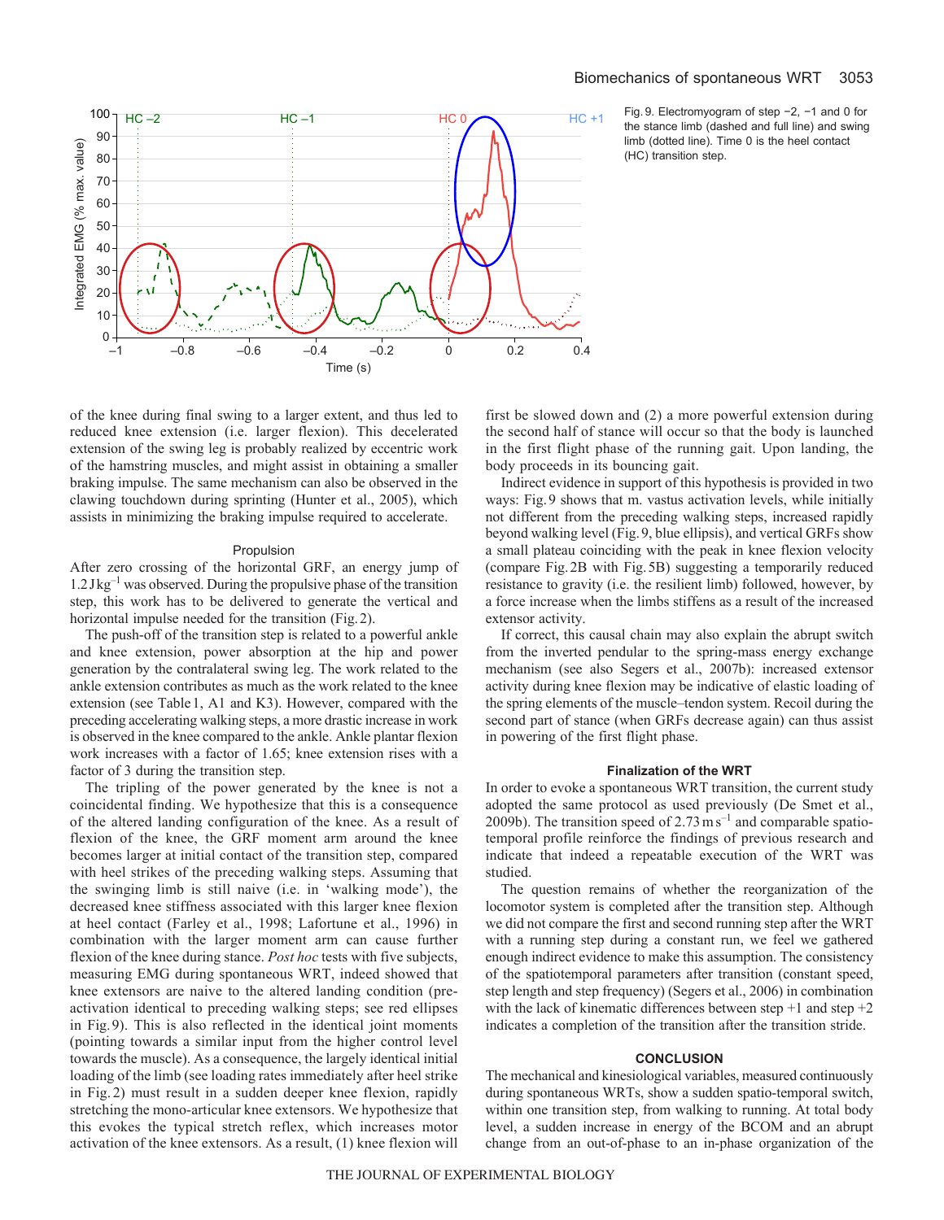Fig. 9. Electromyogram of step −2, −1 and 0 for the stance limb (dashed and full line) and swing limb (dotted line). Time 0 is the heel contact (HC) transition step.

of the knee during final swing to a larger extent, and thus led to reduced knee extension (i.e. larger flexion). This decelerated extension of the swing leg is probably realized by eccentric work of the hamstring muscles, and might assist in obtaining a smaller braking impulse. The same mechanism can also be observed in the clawing touchdown during sprinting (Hunter et al., 2005), which assists in minimizing the braking impulse required to accelerate.

### Propulsion

After zero crossing of the horizontal GRF, an energy jump of $1.2\,\mathrm{J\,kg^{-1}}$ was observed. During the propulsive phase of the transition step, this work has to be delivered to generate the vertical and horizontal impulse needed for the transition (Fig. 2).

The push-off of the transition step is related to a powerful ankle and knee extension, power absorption at the hip and power generation by the contralateral swing leg. The work related to the ankle extension contributes as much as the work related to the knee extension (see Table 1, A1 and K3). However, compared with the preceding accelerating walking steps, a more drastic increase in work is observed in the knee compared to the ankle. Ankle plantar flexion work increases with a factor of 1.65; knee extension rises with a factor of 3 during the transition step.

The tripling of the power generated by the knee is not a coincidental finding. We hypothesize that this is a consequence of the altered landing configuration of the knee. As a result of flexion of the knee, the GRF moment arm around the knee becomes larger at initial contact of the transition step, compared with heel strikes of the preceding walking steps. Assuming that the swinging limb is still naive (i.e. in 'walking mode'), the decreased knee stiffness associated with this larger knee flexion at heel contact (Farley et al., 1998; Lafortune et al., 1996) in combination with the larger moment arm can cause further flexion of the knee during stance. *Post hoc* tests with five subjects, measuring EMG during spontaneous WRT, indeed showed that knee extensors are naive to the altered landing condition (pre-activation identical to preceding walking steps; see red ellipses in Fig. 9). This is also reflected in the identical joint moments (pointing towards a similar input from the higher control level towards the muscle). As a consequence, the largely identical initial loading of the limb (see loading rates immediately after heel strike in Fig. 2) must result in a sudden deeper knee flexion, rapidly stretching the mono-articular knee extensors. We hypothesize that this evokes the typical stretch reflex, which increases motor activation of the knee extensors. As a result, (1) knee flexion will first be slowed down and (2) a more powerful extension during the second half of stance will occur so that the body is launched in the first flight phase of the running gait. Upon landing, the body proceeds in its bouncing gait.

Indirect evidence in support of this hypothesis is provided in two ways: Fig. 9 shows that m. vastus activation levels, while initially not different from the preceding walking steps, increased rapidly beyond walking level (Fig. 9, blue ellipsis), and vertical GRFs show a small plateau coinciding with the peak in knee flexion velocity (compare Fig. 2B with Fig. 5B) suggesting a temporarily reduced resistance to gravity (i.e. the resilient limb) followed, however, by a force increase when the limbs stiffens as a result of the increased extensor activity.

If correct, this causal chain may also explain the abrupt switch from the inverted pendular to the spring-mass energy exchange mechanism (see also Segers et al., 2007b): increased extensor activity during knee flexion may be indicative of elastic loading of the spring elements of the muscle–tendon system. Recoil during the second part of stance (when GRFs decrease again) can thus assist in powering of the first flight phase.

### Finalization of the WRT

In order to evoke a spontaneous WRT transition, the current study adopted the same protocol as used previously (De Smet et al., 2009b). The transition speed of $2.73\,\mathrm{m\,s^{-1}}$ and comparable spatio-temporal profile reinforce the findings of previous research and indicate that indeed a repeatable execution of the WRT was studied.

The question remains of whether the reorganization of the locomotor system is completed after the transition step. Although we did not compare the first and second running step after the WRT with a running step during a constant run, we feel we gathered enough indirect evidence to make this assumption. The consistency of the spatiotemporal parameters after transition (constant speed, step length and step frequency) (Segers et al., 2006) in combination with the lack of kinematic differences between step +1 and step +2 indicates a completion of the transition after the transition stride.

## CONCLUSION

The mechanical and kinesiological variables, measured continuously during spontaneous WRTs, show a sudden spatio-temporal switch, within one transition step, from walking to running. At total body level, a sudden increase in energy of the BCOM and an abrupt change from an out-of-phase to an in-phase organization of the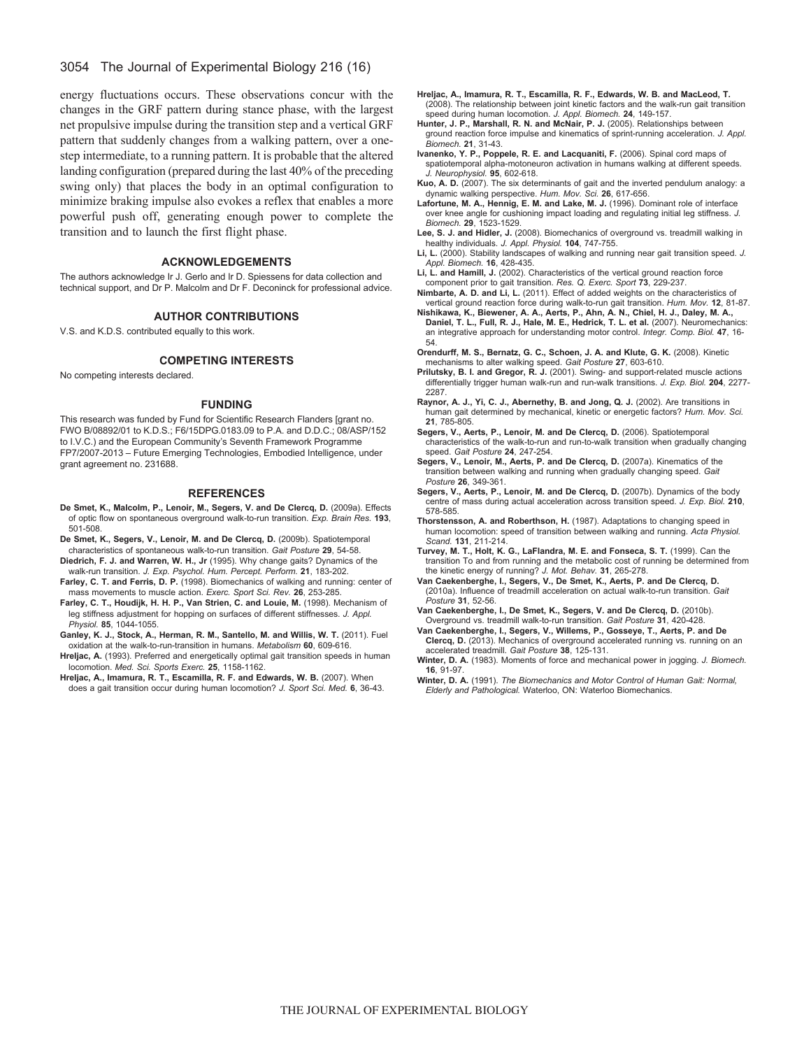energy fluctuations occurs. These observations concur with the changes in the GRF pattern during stance phase, with the largest net propulsive impulse during the transition step and a vertical GRF pattern that suddenly changes from a walking pattern, over a one-step intermediate, to a running pattern. It is probable that the altered landing configuration (prepared during the last 40% of the preceding swing only) that places the body in an optimal configuration to minimize braking impulse also evokes a reflex that enables a more powerful push off, generating enough power to complete the transition and to launch the first flight phase.

## ACKNOWLEDGEMENTS

The authors acknowledge Ir J. Gerlo and Ir D. Spiessens for data collection and technical support, and Dr P. Malcolm and Dr F. Deconinck for professional advice.

## AUTHOR CONTRIBUTIONS

V.S. and K.D.S. contributed equally to this work.

## COMPETING INTERESTS

No competing interests declared.

## FUNDING

This research was funded by Fund for Scientific Research Flanders [grant no. FWO B/08892/01 to K.D.S.; F6/15DPG.0183.09 to P.A. and D.D.C.; 08/ASP/152 to I.V.C.) and the European Community's Seventh Framework Programme FP7/2007-2013 – Future Emerging Technologies, Embodied Intelligence, under grant agreement no. 231688.

## REFERENCES

**De Smet, K., Malcolm, P., Lenoir, M., Segers, V. and De Clercq, D.** (2009a). Effects of optic flow on spontaneous overground walk-to-run transition. *Exp. Brain Res.* **193**, 501-508.

**De Smet, K., Segers, V., Lenoir, M. and De Clercq, D.** (2009b). Spatiotemporal characteristics of spontaneous walk-to-run transition. *Gait Posture* **29**, 54-58.

**Diedrich, F. J. and Warren, W. H., Jr** (1995). Why change gaits? Dynamics of the walk-run transition. *J. Exp. Psychol. Hum. Percept. Perform.* **21**, 183-202.

**Farley, C. T. and Ferris, D. P.** (1998). Biomechanics of walking and running: center of mass movements to muscle action. *Exerc. Sport Sci. Rev.* **26**, 253-285.

**Farley, C. T., Houdijk, H. H. P., Van Strien, C. and Louie, M.** (1998). Mechanism of leg stiffness adjustment for hopping on surfaces of different stiffnesses. *J. Appl. Physiol.* **85**, 1044-1055.

**Ganley, K. J., Stock, A., Herman, R. M., Santello, M. and Willis, W. T.** (2011). Fuel oxidation at the walk-to-run-transition in humans. *Metabolism* **60**, 609-616.

**Hreljac, A.** (1993). Preferred and energetically optimal gait transition speeds in human locomotion. *Med. Sci. Sports Exerc.* **25**, 1158-1162.

**Hreljac, A., Imamura, R. T., Escamilla, R. F. and Edwards, W. B.** (2007). When does a gait transition occur during human locomotion? *J. Sport Sci. Med.* **6**, 36-43.

**Hreljac, A., Imamura, R. T., Escamilla, R. F., Edwards, W. B. and MacLeod, T.** (2008). The relationship between joint kinetic factors and the walk-run gait transition speed during human locomotion. *J. Appl. Biomech.* **24**, 149-157.

**Hunter, J. P., Marshall, R. N. and McNair, P. J.** (2005). Relationships between ground reaction force impulse and kinematics of sprint-running acceleration. *J. Appl. Biomech.* **21**, 31-43.

**Ivanenko, Y. P., Poppele, R. E. and Lacquaniti, F.** (2006). Spinal cord maps of spatiotemporal alpha-motoneuron activation in humans walking at different speeds. *J. Neurophysiol.* **95**, 602-618.

**Kuo, A. D.** (2007). The six determinants of gait and the inverted pendulum analogy: a dynamic walking perspective. *Hum. Mov. Sci.* **26**, 617-656.

**Lafortune, M. A., Hennig, E. M. and Lake, M. J.** (1996). Dominant role of interface over knee angle for cushioning impact loading and regulating initial leg stiffness. *J. Biomech.* **29**, 1523-1529.

**Lee, S. J. and Hidler, J.** (2008). Biomechanics of overground vs. treadmill walking in healthy individuals. *J. Appl. Physiol.* **104**, 747-755.

**Li, L.** (2000). Stability landscapes of walking and running near gait transition speed. *J. Appl. Biomech.* **16**, 428-435.

**Li, L. and Hamill, J.** (2002). Characteristics of the vertical ground reaction force component prior to gait transition. *Res. Q. Exerc. Sport* **73**, 229-237.

**Nimbarte, A. D. and Li, L.** (2011). Effect of added weights on the characteristics of vertical ground reaction force during walk-to-run gait transition. *Hum. Mov.* **12**, 81-87.

**Nishikawa, K., Biewener, A. A., Aerts, P., Ahn, A. N., Chiel, H. J., Daley, M. A., Daniel, T. L., Full, R. J., Hale, M. E., Hedrick, T. L. et al.** (2007). Neuromechanics: an integrative approach for understanding motor control. *Integr. Comp. Biol.* **47**, 16-54.

**Orendurff, M. S., Bernatz, G. C., Schoen, J. A. and Klute, G. K.** (2008). Kinetic mechanisms to alter walking speed. *Gait Posture* **27**, 603-610.

**Prilutsky, B. I. and Gregor, R. J.** (2001). Swing- and support-related muscle actions differentially trigger human walk-run and run-walk transitions. *J. Exp. Biol.* **204**, 2277-2287.

**Raynor, A. J., Yi, C. J., Abernethy, B. and Jong, Q. J.** (2002). Are transitions in human gait determined by mechanical, kinetic or energetic factors? *Hum. Mov. Sci.* **21**, 785-805.

**Segers, V., Aerts, P., Lenoir, M. and De Clercq, D.** (2006). Spatiotemporal characteristics of the walk-to-run and run-to-walk transition when gradually changing speed. *Gait Posture* **24**, 247-254.

**Segers, V., Lenoir, M., Aerts, P. and De Clercq, D.** (2007a). Kinematics of the transition between walking and running when gradually changing speed. *Gait Posture* **26**, 349-361.

**Segers, V., Aerts, P., Lenoir, M. and De Clercq, D.** (2007b). Dynamics of the body centre of mass during actual acceleration across transition speed. *J. Exp. Biol.* **210**, 578-585.

**Thorstensson, A. and Roberthson, H.** (1987). Adaptations to changing speed in human locomotion: speed of transition between walking and running. *Acta Physiol. Scand.* **131**, 211-214.

**Turvey, M. T., Holt, K. G., LaFlandra, M. E. and Fonseca, S. T.** (1999). Can the transition To and from running and the metabolic cost of running be determined from the kinetic energy of running? *J. Mot. Behav.* **31**, 265-278.

**Van Caekenberghe, I., Segers, V., De Smet, K., Aerts, P. and De Clercq, D.** (2010a). Influence of treadmill acceleration on actual walk-to-run transition. *Gait Posture* **31**, 52-56.

**Van Caekenberghe, I., De Smet, K., Segers, V. and De Clercq, D.** (2010b). Overground vs. treadmill walk-to-run transition. *Gait Posture* **31**, 420-428.

**Van Caekenberghe, I., Segers, V., Willems, P., Gosseye, T., Aerts, P. and De Clercq, D.** (2013). Mechanics of overground accelerated running vs. running on an accelerated treadmill. *Gait Posture* **38**, 125-131.

**Winter, D. A.** (1983). Moments of force and mechanical power in jogging. *J. Biomech.* **16**, 91-97.

**Winter, D. A.** (1991). *The Biomechanics and Motor Control of Human Gait: Normal, Elderly and Pathological.* Waterloo, ON: Waterloo Biomechanics.